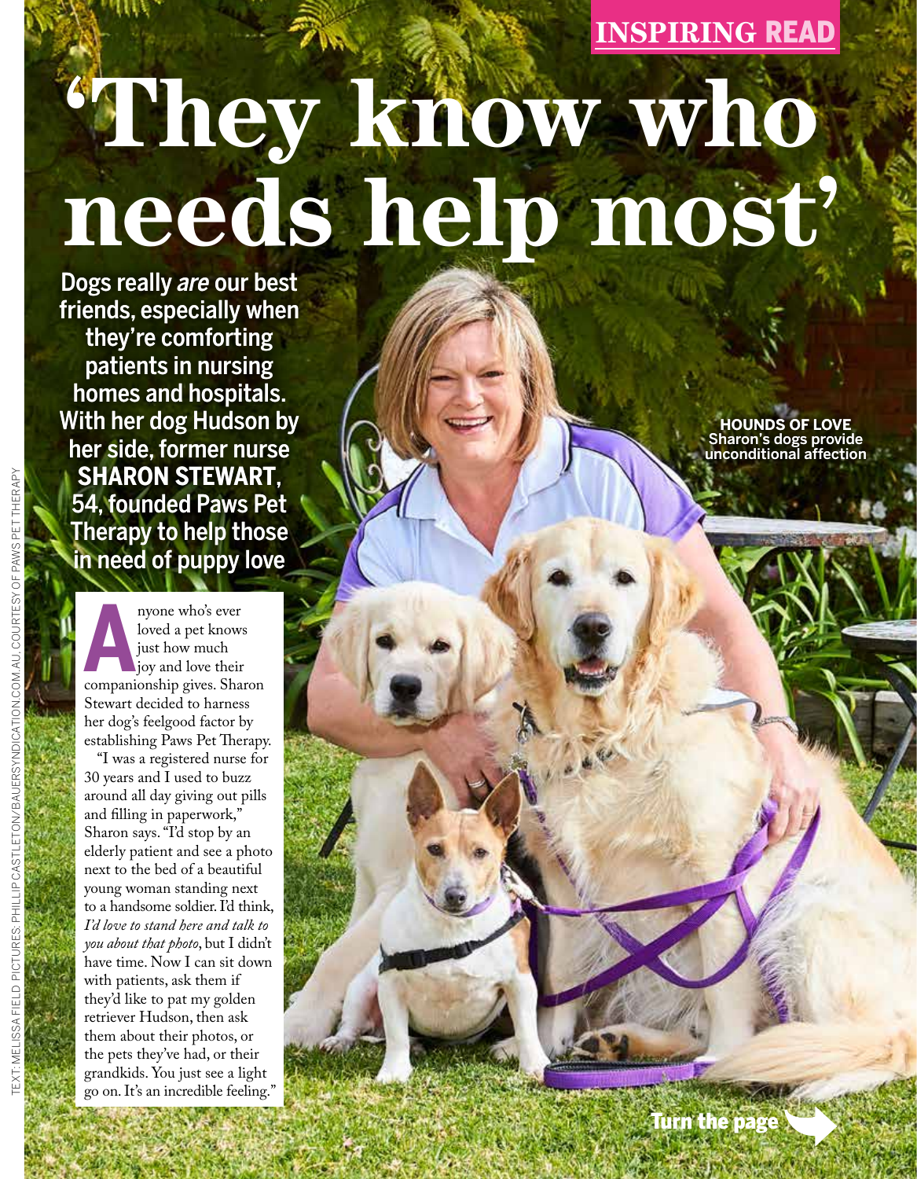INSPIRING READ

# 'They know who needs help most'

**Dogs really *are* our best friends, especially when they're comforting patients in nursing homes and hospitals. With her dog Hudson by her side, former nurse SHARON STEWART, 54, founded Paws Pet Therapy to help those in need of puppy love**

**HOUNDS OF LOVE** Sharon's dogs provide unconditional affection

Anyone who's ever loved a pet knows just how much joy and love their companionship gives. Sharon Stewart decided to harness her dog's feelgood factor by establishing Paws Pet Therapy.

"I was a registered nurse for 30 years and I used to buzz around all day giving out pills and filling in paperwork," Sharon says. "I'd stop by an elderly patient and see a photo next to the bed of a beautiful young woman standing next to a handsome soldier. I'd think, *I'd love to stand here and talk to you about that photo*, but I didn't have time. Now I can sit down with patients, ask them if they'd like to pat my golden retriever Hudson, then ask them about their photos, or the pets they've had, or their grandkids. You just see a light go on. It's an incredible feeling."

Turn the page

TEXT: MELISSA FIELD PICTURES: PHILLIP CASTLETON/BAUERSYNDICATION.COM.AU, COURTESY OF PAWS PET THERAPY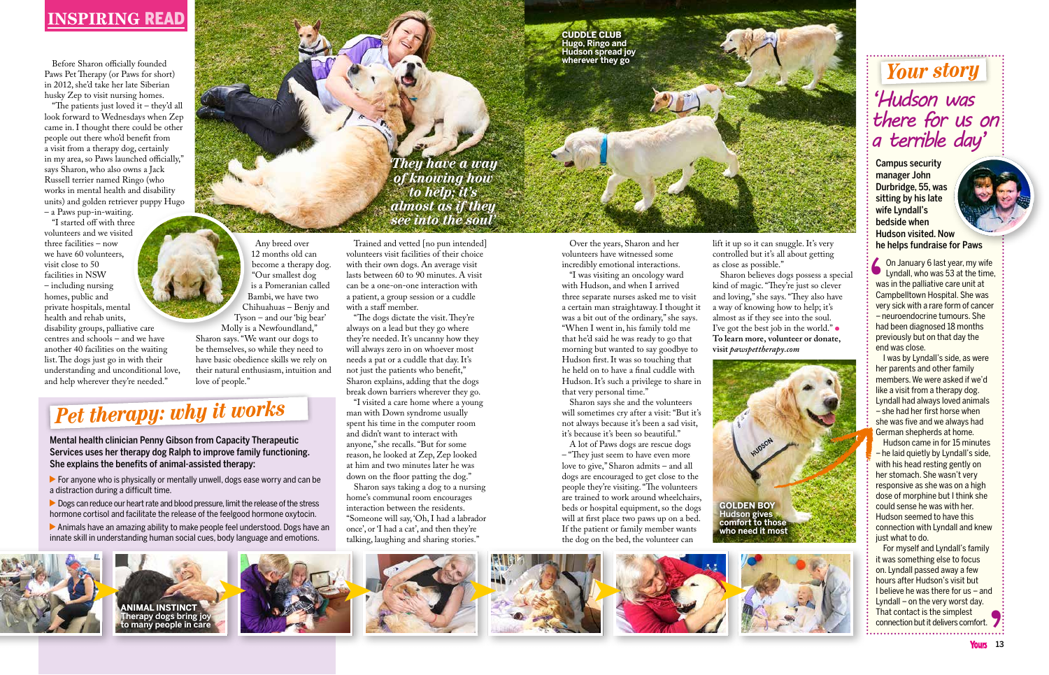INSPIRING READ

Before Sharon officially founded Paws Pet Therapy (or Paws for short) in 2012, she'd take her late Siberian husky Zep to visit nursing homes.

"The patients just loved it – they'd all look forward to Wednesdays when Zep came in. I thought there could be other people out there who'd benefit from a visit from a therapy dog, certainly in my area, so Paws launched officially," says Sharon, who also owns a Jack Russell terrier named Ringo (who works in mental health and disability units) and golden retriever puppy Hugo – a Paws pup-in-waiting.

"I started off with three volunteers and we visited three facilities – now we have 60 volunteers, visit close to 50 facilities in NSW – including nursing homes, public and private hospitals, mental health and rehab units, disability groups, palliative care centres and schools – and we have another 40 facilities on the waiting list. The dogs just go in with their understanding and unconditional love, and help wherever they're needed."

Any breed over 12 months old can become a therapy dog. "Our smallest dog is a Pomeranian called Bambi, we have two Chihuahuas – Benjy and Tyson – and our 'big bear' Molly is a Newfoundland," Sharon says. "We want our dogs to be themselves, so while they need to have basic obedience skills we rely on their natural enthusiasm, intuition and love of people."

Trained and vetted [no pun intended] volunteers visit facilities of their choice with their own dogs. An average visit lasts between 60 to 90 minutes. A visit can be a one-on-one interaction with a patient, a group session or a cuddle with a staff member.

"The dogs dictate the visit. They're always on a lead but they go where they're needed. It's uncanny how they will always zero in on whoever most needs a pat or a cuddle that day. It's not just the patients who benefit," Sharon explains, adding that the dogs break down barriers wherever they go.

"I visited a care home where a young man with Down syndrome usually spent his time in the computer room and didn't want to interact with anyone," she recalls. "But for some reason, he looked at Zep, Zep looked at him and two minutes later he was down on the floor patting the dog."

Sharon says taking a dog to a nursing home's communal room encourages interaction between the residents. "Someone will say, 'Oh, I had a labrador once', or 'I had a cat', and then they're talking, laughing and sharing stories."

*'They have a way of knowing how to help; it's almost as if they see into the soul'*

CUDDLE CLUB Hugo, Ringo and Hudson spread joy wherever they go

Over the years, Sharon and her volunteers have witnessed some incredibly emotional interactions.

"I was visiting an oncology ward with Hudson, and when I arrived three separate nurses asked me to visit a certain man straightaway. I thought it was a bit out of the ordinary," she says. "When I went in, his family told me that he'd said he was ready to go that morning but wanted to say goodbye to Hudson first. It was so touching that he held on to have a final cuddle with Hudson. It's such a privilege to share in that very personal time."

Sharon says she and the volunteers will sometimes cry after a visit: "But it's not always because it's been a sad visit, it's because it's been so beautiful."

A lot of Paws dogs are rescue dogs – "They just seem to have even more love to give," Sharon admits – and all dogs are encouraged to get close to the people they're visiting. "The volunteers are trained to work around wheelchairs, beds or hospital equipment, so the dogs will at first place two paws up on a bed. If the patient or family member wants the dog on the bed, the volunteer can lift it up so it can snuggle. It's very controlled but it's all about getting as close as possible."

Sharon believes dogs possess a special kind of magic. "They're just so clever and loving," she says. "They also have a way of knowing how to help; it's almost as if they see into the soul. I've got the best job in the world." ●

**To learn more, volunteer or donate, visit *pawspettherapy.com***

GOLDEN BOY Hudson gives comfort to those who need it most

## *Pet therapy: why it works*

**Mental health clinician Penny Gibson from Capacity Therapeutic Services uses her therapy dog Ralph to improve family functioning. She explains the benefits of animal-assisted therapy:**

- For anyone who is physically or mentally unwell, dogs ease worry and can be a distraction during a difficult time.
- Dogs can reduce our heart rate and blood pressure, limit the release of the stress hormone cortisol and facilitate the release of the feelgood hormone oxytocin.
- Animals have an amazing ability to make people feel understood. Dogs have an innate skill in understanding human social cues, body language and emotions.

ANIMAL INSTINCT Therapy dogs bring joy to many people in care

## *Your story*

### 'Hudson was there for us on a terrible day'

**Campus security manager John Durbridge, 55, was sitting by his late wife Lyndall's bedside when Hudson visited. Now he helps fundraise for Paws**

On January 6 last year, my wife Lyndall, who was 53 at the time, was in the palliative care unit at Campbelltown Hospital. She was very sick with a rare form of cancer – neuroendocrine tumours. She had been diagnosed 18 months previously but on that day the end was close.

I was by Lyndall's side, as were her parents and other family members. We were asked if we'd like a visit from a therapy dog. Lyndall had always loved animals – she had her first horse when she was five and we always had German shepherds at home.

Hudson came in for 15 minutes – he laid quietly by Lyndall's side, with his head resting gently on her stomach. She wasn't very responsive as she was on a high dose of morphine but I think she could sense he was with her. Hudson seemed to have this connection with Lyndall and knew just what to do.

For myself and Lyndall's family it was something else to focus on. Lyndall passed away a few hours after Hudson's visit but I believe he was there for us – and Lyndall – on the very worst day. That contact is the simplest connection but it delivers comfort.